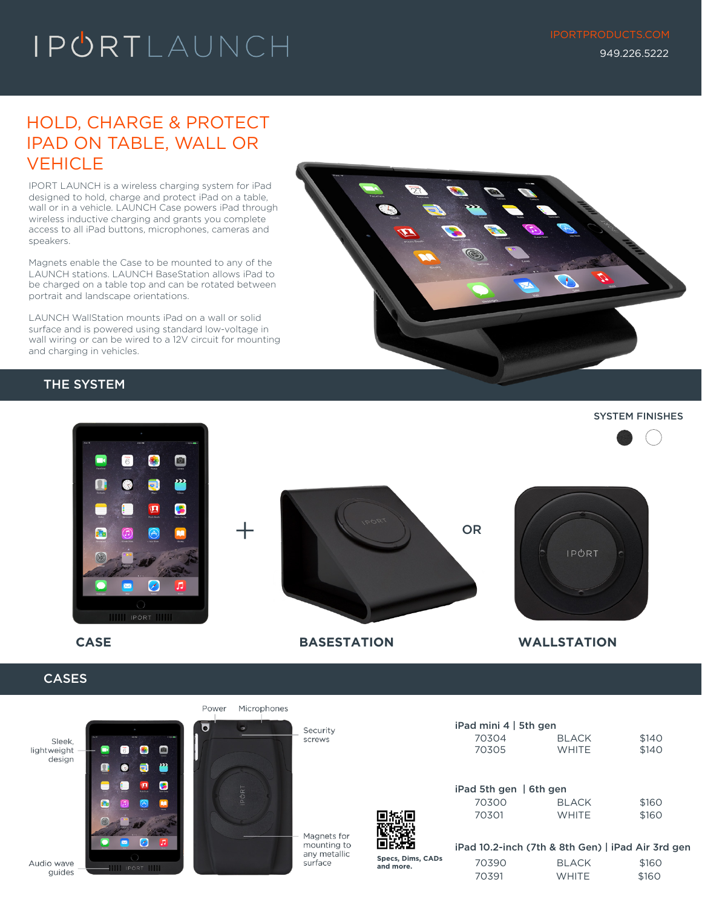# IPORT LAUNCH

IPORTPRODUCTS.COM
949.226.5222

## HOLD, CHARGE & PROTECT IPAD ON TABLE, WALL OR VEHICLE

IPORT LAUNCH is a wireless charging system for iPad designed to hold, charge and protect iPad on a table, wall or in a vehicle. LAUNCH Case powers iPad through wireless inductive charging and grants you complete access to all iPad buttons, microphones, cameras and speakers.

Magnets enable the Case to be mounted to any of the LAUNCH stations. LAUNCH BaseStation allows iPad to be charged on a table top and can be rotated between portrait and landscape orientations.

LAUNCH WallStation mounts iPad on a wall or solid surface and is powered using standard low-voltage in wall wiring or can be wired to a 12V circuit for mounting and charging in vehicles.

## THE SYSTEM

SYSTEM FINISHES

**CASE** + **BASESTATION** OR **WALLSTATION**

## CASES

- Sleek, lightweight design
- Audio wave guides
- Power
- Microphones
- Security screws
- Magnets for mounting to any metallic surface

Specs, Dims, CADs and more.

| | | |
|---|---|---|
| **iPad mini 4 \| 5th gen** | | |
| 70304 | BLACK | $140 |
| 70305 | WHITE | $140 |
| **iPad 5th gen \| 6th gen** | | |
| 70300 | BLACK | $160 |
| 70301 | WHITE | $160 |
| **iPad 10.2-inch (7th & 8th Gen) \| iPad Air 3rd gen** | | |
| 70390 | BLACK | $160 |
| 70391 | WHITE | $160 |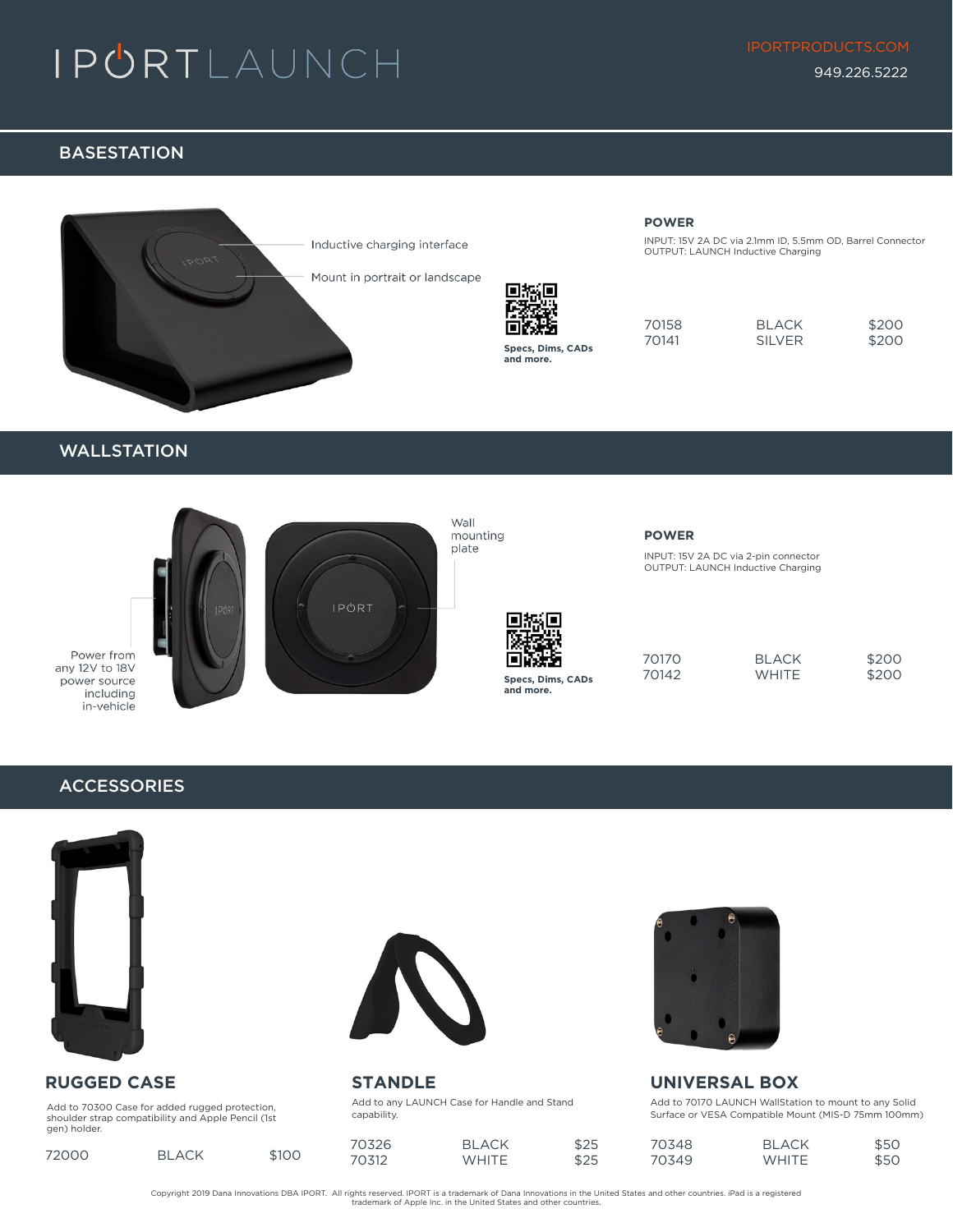# IPORT LAUNCH

IPORTPRODUCTS.COM

949.226.5222

## BASESTATION

Inductive charging interface

Mount in portrait or landscape

Specs, Dims, CADs and more.

**POWER**

INPUT: 15V 2A DC via 2.1mm ID, 5.5mm OD, Barrel Connector
OUTPUT: LAUNCH Inductive Charging

| | | |
|---|---|---|
| 70158 | BLACK | $200 |
| 70141 | SILVER | $200 |

## WALLSTATION

Wall mounting plate

Power from any 12V to 18V power source including in-vehicle

Specs, Dims, CADs and more.

**POWER**

INPUT: 15V 2A DC via 2-pin connector
OUTPUT: LAUNCH Inductive Charging

| | | |
|---|---|---|
| 70170 | BLACK | $200 |
| 70142 | WHITE | $200 |

## ACCESSORIES

### RUGGED CASE

Add to 70300 Case for added rugged protection, shoulder strap compatibility and Apple Pencil (1st gen) holder.

| | | |
|---|---|---|
| 72000 | BLACK | $100 |

### STANDLE

Add to any LAUNCH Case for Handle and Stand capability.

| | | |
|---|---|---|
| 70326 | BLACK | $25 |
| 70312 | WHITE | $25 |

### UNIVERSAL BOX

Add to 70170 LAUNCH WallStation to mount to any Solid Surface or VESA Compatible Mount (MIS-D 75mm 100mm)

| | | |
|---|---|---|
| 70348 | BLACK | $50 |
| 70349 | WHITE | $50 |

Copyright 2019 Dana Innovations DBA IPORT. All rights reserved. IPORT is a trademark of Dana Innovations in the United States and other countries. iPad is a registered trademark of Apple Inc. in the United States and other countries.